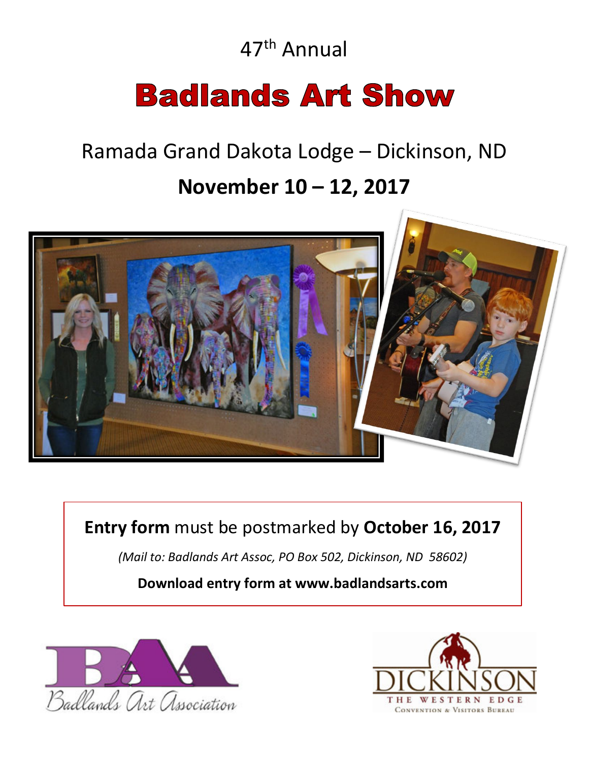47th Annual

# Badlands Art Show

## Ramada Grand Dakota Lodge – Dickinson, ND

## November 10 – 12, 2017

**Entry form** must be postmarked by **October 16, 2017**

*(Mail to: Badlands Art Assoc, PO Box 502, Dickinson, ND 58602)*

**Download entry form at www.badlandsarts.com**

BAA Badlands Art Association

DICKINSON THE WESTERN EDGE Convention & Visitors Bureau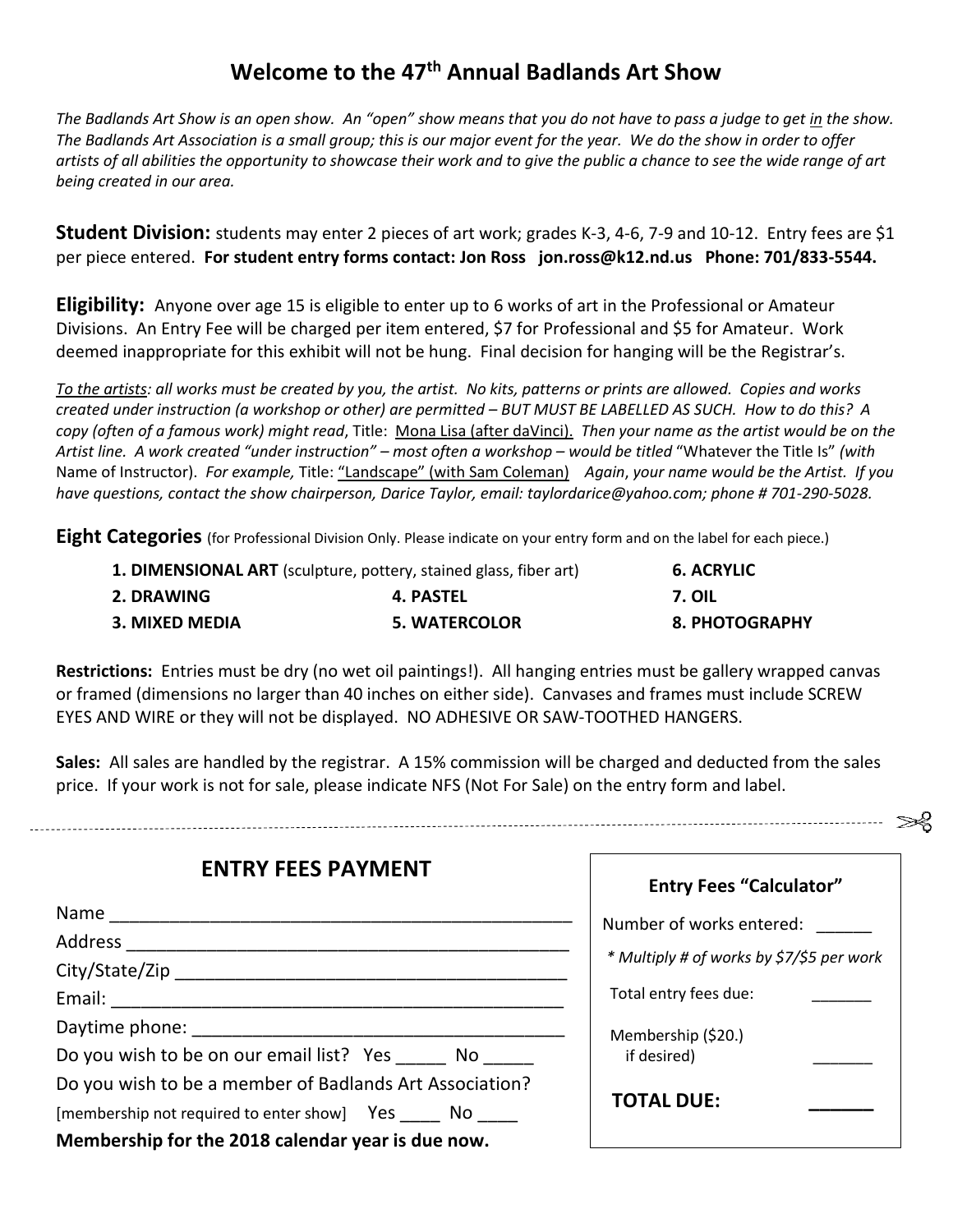# Welcome to the 47th Annual Badlands Art Show

*The Badlands Art Show is an open show. An "open" show means that you do not have to pass a judge to get in the show. The Badlands Art Association is a small group; this is our major event for the year. We do the show in order to offer artists of all abilities the opportunity to showcase their work and to give the public a chance to see the wide range of art being created in our area.*

**Student Division:** students may enter 2 pieces of art work; grades K-3, 4-6, 7-9 and 10-12. Entry fees are $1 per piece entered. **For student entry forms contact: Jon Ross jon.ross@k12.nd.us Phone: 701/833-5544.**

**Eligibility:** Anyone over age 15 is eligible to enter up to 6 works of art in the Professional or Amateur Divisions. An Entry Fee will be charged per item entered, $7 for Professional and $5 for Amateur. Work deemed inappropriate for this exhibit will not be hung. Final decision for hanging will be the Registrar's.

*To the artists: all works must be created by you, the artist. No kits, patterns or prints are allowed. Copies and works created under instruction (a workshop or other) are permitted – BUT MUST BE LABELLED AS SUCH. How to do this? A copy (often of a famous work) might read*, Title: Mona Lisa (after daVinci). *Then your name as the artist would be on the Artist line. A work created "under instruction" – most often a workshop – would be titled* "Whatever the Title Is" *(with* Name of Instructor). *For example,* Title: "Landscape" (with Sam Coleman) *Again, your name would be the Artist. If you have questions, contact the show chairperson, Darice Taylor, email: taylordarice@yahoo.com; phone # 701-290-5028.*

**Eight Categories** (for Professional Division Only. Please indicate on your entry form and on the label for each piece.)

1. **DIMENSIONAL ART** (sculpture, pottery, stained glass, fiber art)
2. **DRAWING**
3. **MIXED MEDIA**
4. **PASTEL**
5. **WATERCOLOR**
6. **ACRYLIC**
7. **OIL**
8. **PHOTOGRAPHY**

**Restrictions:** Entries must be dry (no wet oil paintings!). All hanging entries must be gallery wrapped canvas or framed (dimensions no larger than 40 inches on either side). Canvases and frames must include SCREW EYES AND WIRE or they will not be displayed. NO ADHESIVE OR SAW-TOOTHED HANGERS.

**Sales:** All sales are handled by the registrar. A 15% commission will be charged and deducted from the sales price. If your work is not for sale, please indicate NFS (Not For Sale) on the entry form and label.

---

## ENTRY FEES PAYMENT

Name ______________________________________________

Address ____________________________________________

City/State/Zip _______________________________________

Email: _____________________________________________

Daytime phone: ______________________________________

Do you wish to be on our email list? Yes _____ No _____

Do you wish to be a member of Badlands Art Association?

[membership not required to enter show] Yes ____ No ____

**Membership for the 2018 calendar year is due now.**

**Entry Fees "Calculator"**

Number of works entered: ______

*\* Multiply # of works by $7/$5 per work*

Total entry fees due: _______

Membership ($20.) if desired) _______

**TOTAL DUE: _______**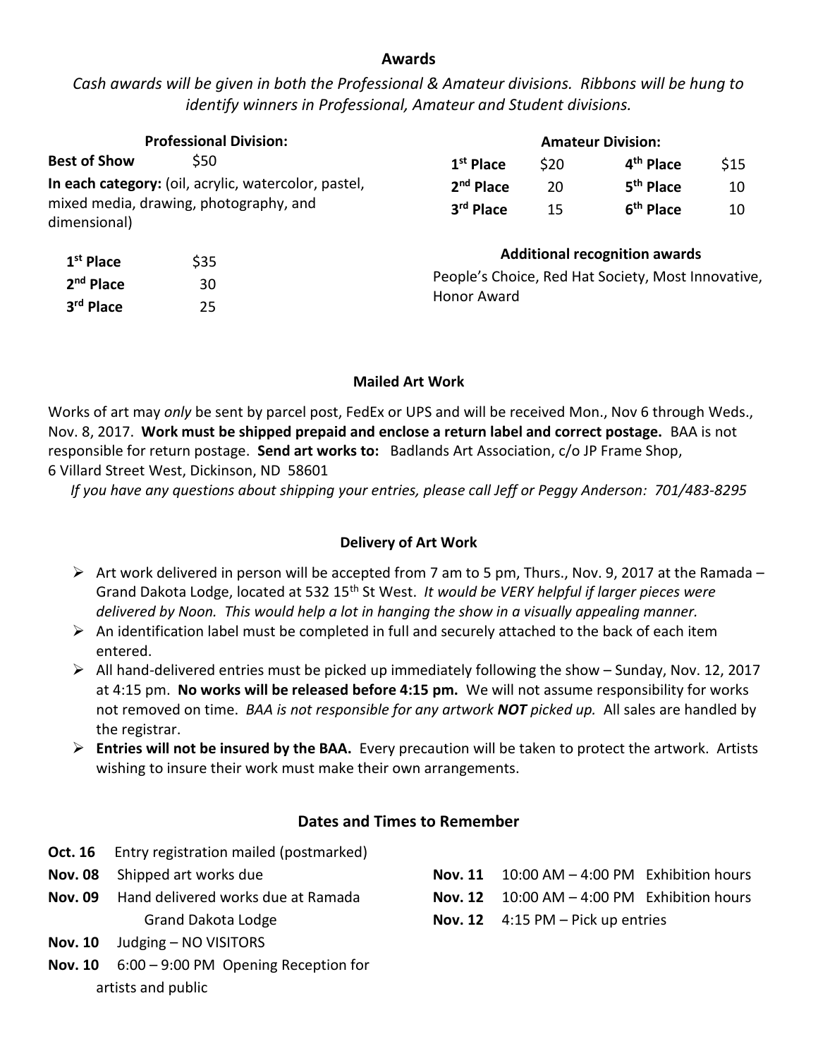## Awards

*Cash awards will be given in both the Professional & Amateur divisions. Ribbons will be hung to identify winners in Professional, Amateur and Student divisions.*

### Professional Division:

**Best of Show** $50

**In each category:** (oil, acrylic, watercolor, pastel, mixed media, drawing, photography, and dimensional)

| Place | Award |
|---|---|
| **1st Place** | $35 |
| **2nd Place** | 30 |
| **3rd Place** | 25 |

### Amateur Division:

| Place | Award | Place | Award |
|---|---|---|---|
| **1st Place** | $20 | **4th Place** | $15 |
| **2nd Place** | 20 | **5th Place** | 10 |
| **3rd Place** | 15 | **6th Place** | 10 |

### Additional recognition awards

People's Choice, Red Hat Society, Most Innovative, Honor Award

## Mailed Art Work

Works of art may *only* be sent by parcel post, FedEx or UPS and will be received Mon., Nov 6 through Weds., Nov. 8, 2017. **Work must be shipped prepaid and enclose a return label and correct postage.** BAA is not responsible for return postage. **Send art works to:** Badlands Art Association, c/o JP Frame Shop, 6 Villard Street West, Dickinson, ND 58601

*If you have any questions about shipping your entries, please call Jeff or Peggy Anderson: 701/483-8295*

## Delivery of Art Work

- Art work delivered in person will be accepted from 7 am to 5 pm, Thurs., Nov. 9, 2017 at the Ramada – Grand Dakota Lodge, located at 532 15th St West. *It would be VERY helpful if larger pieces were delivered by Noon. This would help a lot in hanging the show in a visually appealing manner.*
- An identification label must be completed in full and securely attached to the back of each item entered.
- All hand-delivered entries must be picked up immediately following the show – Sunday, Nov. 12, 2017 at 4:15 pm. **No works will be released before 4:15 pm.** We will not assume responsibility for works not removed on time. *BAA is not responsible for any artwork **NOT** picked up.* All sales are handled by the registrar.
- **Entries will not be insured by the BAA.** Every precaution will be taken to protect the artwork. Artists wishing to insure their work must make their own arrangements.

## Dates and Times to Remember

**Oct. 16** Entry registration mailed (postmarked)

**Nov. 08** Shipped art works due

**Nov. 09** Hand delivered works due at Ramada Grand Dakota Lodge

**Nov. 10** Judging – NO VISITORS

**Nov. 10** 6:00 – 9:00 PM Opening Reception for artists and public

**Nov. 11** 10:00 AM – 4:00 PM Exhibition hours

**Nov. 12** 10:00 AM – 4:00 PM Exhibition hours

**Nov. 12** 4:15 PM – Pick up entries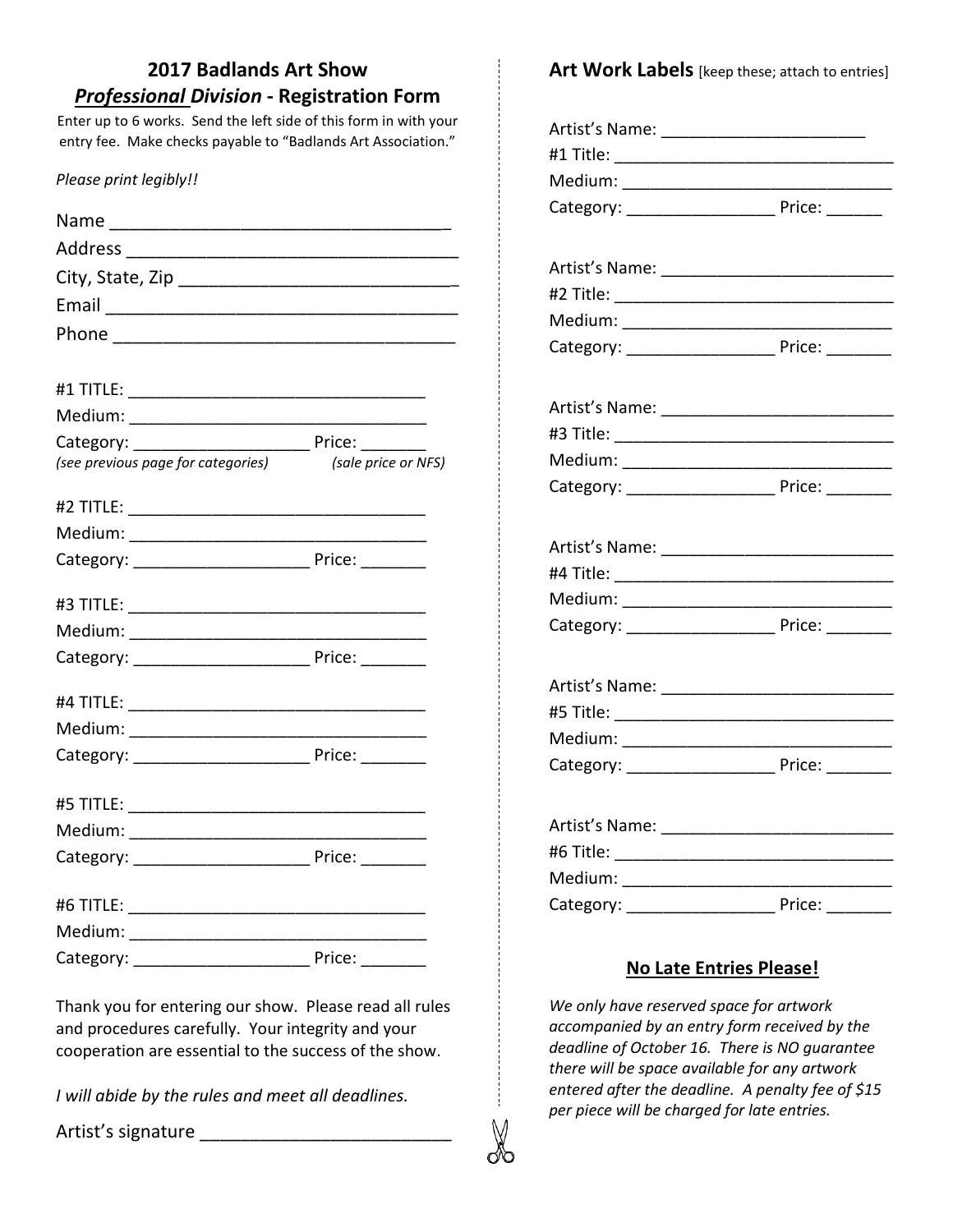## 2017 Badlands Art Show
## *Professional Division* - Registration Form

Enter up to 6 works. Send the left side of this form in with your entry fee. Make checks payable to "Badlands Art Association."

*Please print legibly!!*

Name ___________________________________

Address ___________________________________

City, State, Zip ___________________________

Email ___________________________________

Phone ___________________________________

#1 TITLE: ________________________________
Medium: ________________________________
Category: __________________ Price: _______
*(see previous page for categories)* *(sale price or NFS)*

#2 TITLE: ________________________________
Medium: ________________________________
Category: __________________ Price: _______

#3 TITLE: ________________________________
Medium: ________________________________
Category: __________________ Price: _______

#4 TITLE: ________________________________
Medium: ________________________________
Category: __________________ Price: _______

#5 TITLE: ________________________________
Medium: ________________________________
Category: __________________ Price: _______

#6 TITLE: ________________________________
Medium: ________________________________
Category: __________________ Price: _______

Thank you for entering our show. Please read all rules and procedures carefully. Your integrity and your cooperation are essential to the success of the show.

*I will abide by the rules and meet all deadlines.*

Artist's signature _________________________

## Art Work Labels [keep these; attach to entries]

Artist's Name: _____________________
#1 Title: ______________________________
Medium: ______________________________
Category: ________________ Price: ______

Artist's Name: _________________________
#2 Title: ______________________________
Medium: ______________________________
Category: ________________ Price: _______

Artist's Name: _________________________
#3 Title: ______________________________
Medium: ______________________________
Category: ________________ Price: _______

Artist's Name: _________________________
#4 Title: ______________________________
Medium: ______________________________
Category: ________________ Price: _______

Artist's Name: _________________________
#5 Title: ______________________________
Medium: ______________________________
Category: ________________ Price: _______

Artist's Name: _________________________
#6 Title: ______________________________
Medium: ______________________________
Category: ________________ Price: _______

### **No Late Entries Please!**

*We only have reserved space for artwork accompanied by an entry form received by the deadline of October 16. There is NO guarantee there will be space available for any artwork entered after the deadline. A penalty fee of $15 per piece will be charged for late entries.*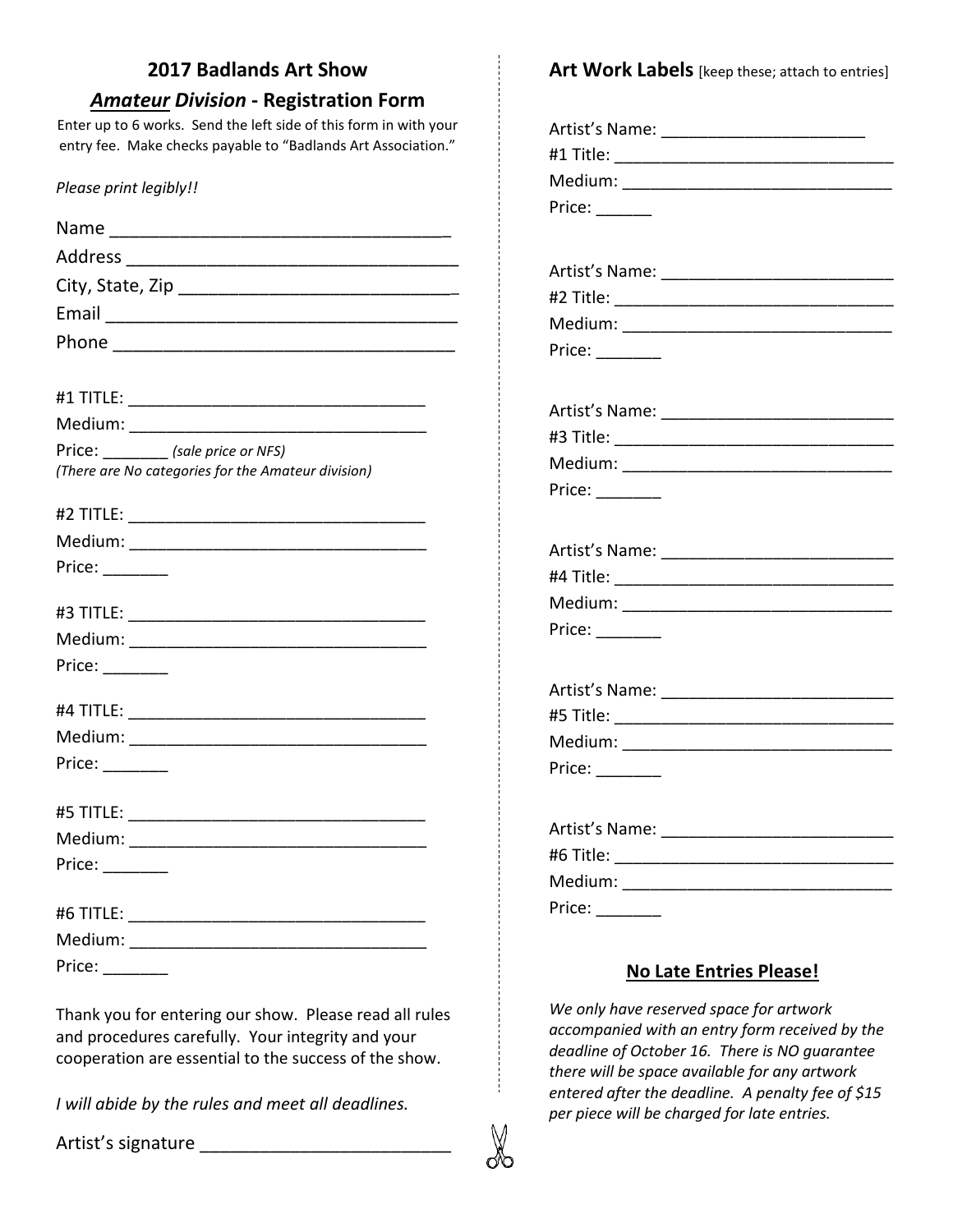## 2017 Badlands Art Show

## *Amateur Division* - Registration Form

Enter up to 6 works. Send the left side of this form in with your entry fee. Make checks payable to "Badlands Art Association."

*Please print legibly!!*

Name ___________________________________

Address ___________________________________

City, State, Zip ____________________________

Email _____________________________________

Phone ____________________________________

#1 TITLE: ________________________________

Medium: _________________________________

Price: _______ *(sale price or NFS)*

*(There are No categories for the Amateur division)*

#2 TITLE: ________________________________

Medium: _________________________________

Price: _______

#3 TITLE: ________________________________

Medium: _________________________________

Price: _______

#4 TITLE: ________________________________

Medium: _________________________________

Price: _______

#5 TITLE: ________________________________

Medium: _________________________________

Price: _______

#6 TITLE: ________________________________

Medium: _________________________________

Price: _______

Thank you for entering our show. Please read all rules and procedures carefully. Your integrity and your cooperation are essential to the success of the show.

*I will abide by the rules and meet all deadlines.*

Artist's signature _________________________

## Art Work Labels [keep these; attach to entries]

Artist's Name: ______________________

#1 Title: ______________________________

Medium: _____________________________

Price: ______

Artist's Name: ________________________

#2 Title: ______________________________

Medium: _____________________________

Price: _______

Artist's Name: ________________________

#3 Title: ______________________________

Medium: _____________________________

Price: _______

Artist's Name: ________________________

#4 Title: ______________________________

Medium: _____________________________

Price: _______

Artist's Name: ________________________

#5 Title: ______________________________

Medium: _____________________________

Price: _______

Artist's Name: ________________________

#6 Title: ______________________________

Medium: _____________________________

Price: _______

### No Late Entries Please!

*We only have reserved space for artwork accompanied with an entry form received by the deadline of October 16. There is NO guarantee there will be space available for any artwork entered after the deadline. A penalty fee of $15 per piece will be charged for late entries.*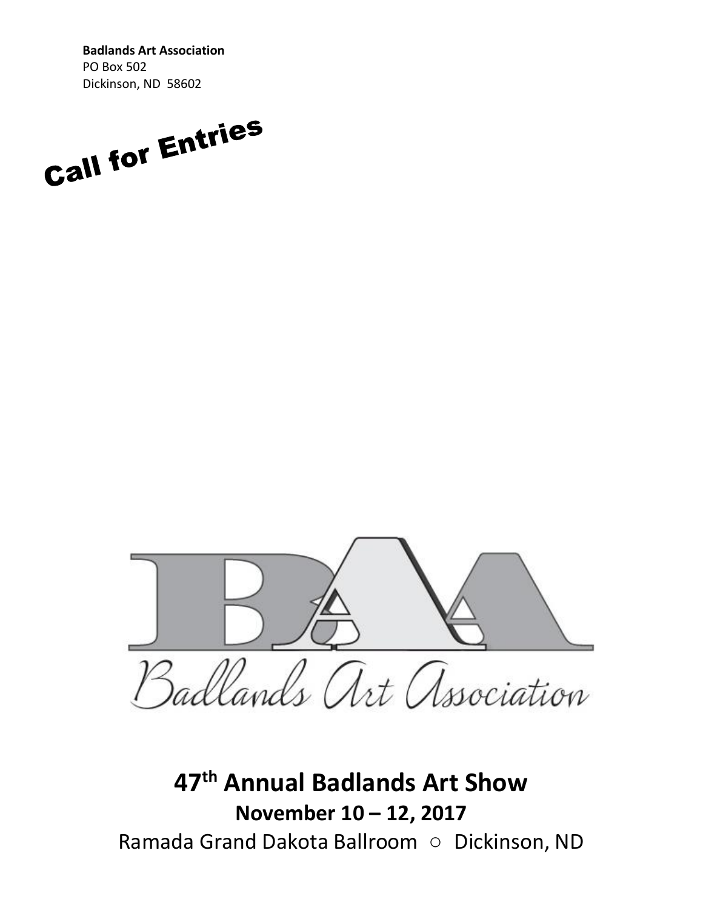**Badlands Art Association**
PO Box 502
Dickinson, ND 58602

Call for Entries

BAA
Badlands Art Association

# 47th Annual Badlands Art Show

## November 10 – 12, 2017

Ramada Grand Dakota Ballroom ○ Dickinson, ND